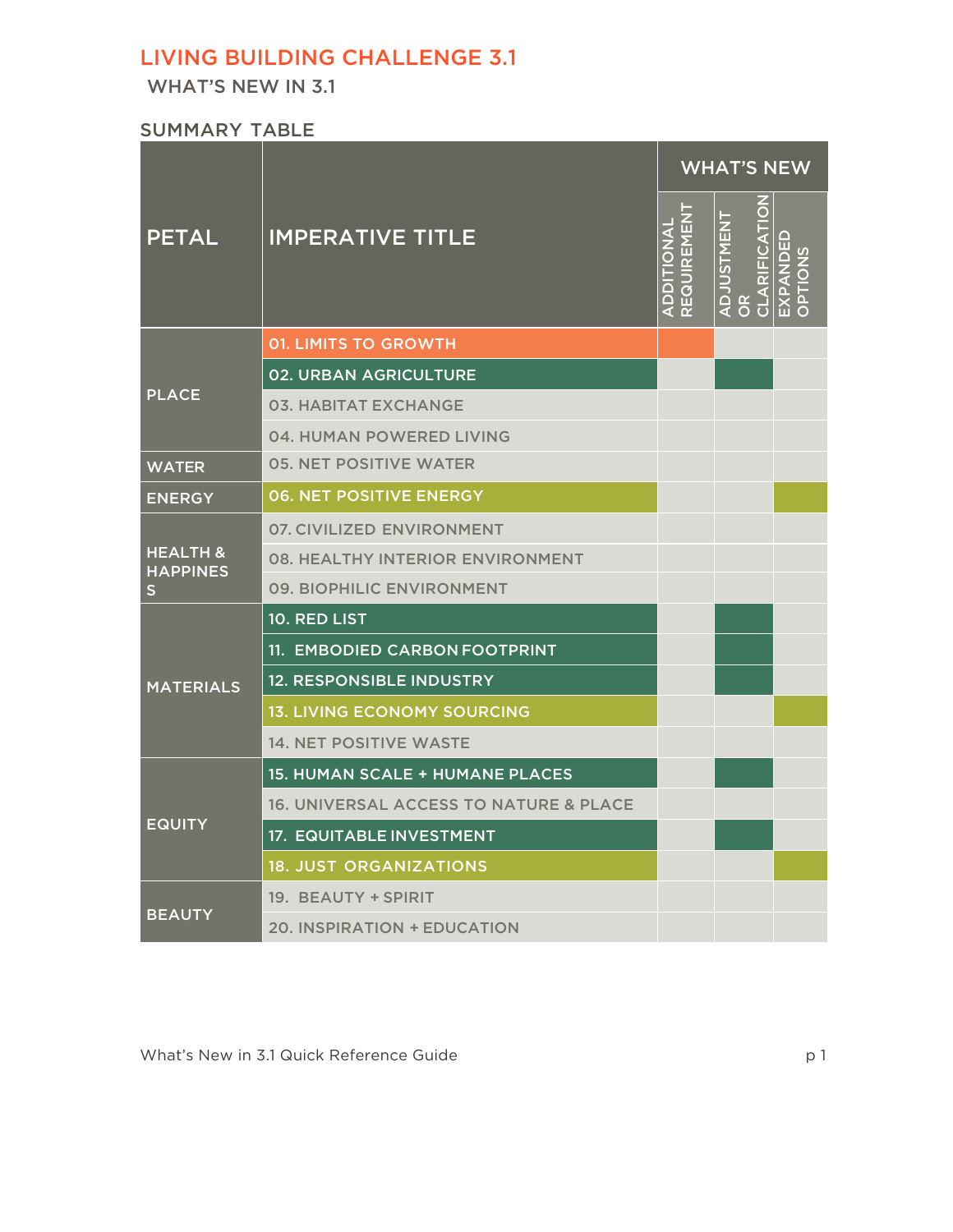# LIVING BUILDING CHALLENGE 3.1

## WHAT'S NEW IN 3.1

### SUMMARY TABLE

| PETAL | IMPERATIVE TITLE | WHAT'S NEW | | |
|---|---|---|---|---|
| | | ADDITIONAL REQUIREMENT | ADJUSTMENT OR CLARIFICATION | EXPANDED OPTIONS |
| PLACE | 01. LIMITS TO GROWTH | ■ | | |
| | 02. URBAN AGRICULTURE | | ■ | |
| | 03. HABITAT EXCHANGE | | | |
| | 04. HUMAN POWERED LIVING | | | |
| WATER | 05. NET POSITIVE WATER | | | |
| ENERGY | 06. NET POSITIVE ENERGY | | | ■ |
| HEALTH & HAPPINESS | 07. CIVILIZED ENVIRONMENT | | | |
| | 08. HEALTHY INTERIOR ENVIRONMENT | | | |
| | 09. BIOPHILIC ENVIRONMENT | | | |
| MATERIALS | 10. RED LIST | | ■ | |
| | 11. EMBODIED CARBON FOOTPRINT | | ■ | |
| | 12. RESPONSIBLE INDUSTRY | | ■ | |
| | 13. LIVING ECONOMY SOURCING | | | ■ |
| | 14. NET POSITIVE WASTE | | | |
| EQUITY | 15. HUMAN SCALE + HUMANE PLACES | | ■ | |
| | 16. UNIVERSAL ACCESS TO NATURE & PLACE | | | |
| | 17. EQUITABLE INVESTMENT | | ■ | |
| | 18. JUST ORGANIZATIONS | | | ■ |
| BEAUTY | 19. BEAUTY + SPIRIT | | | |
| | 20. INSPIRATION + EDUCATION | | | |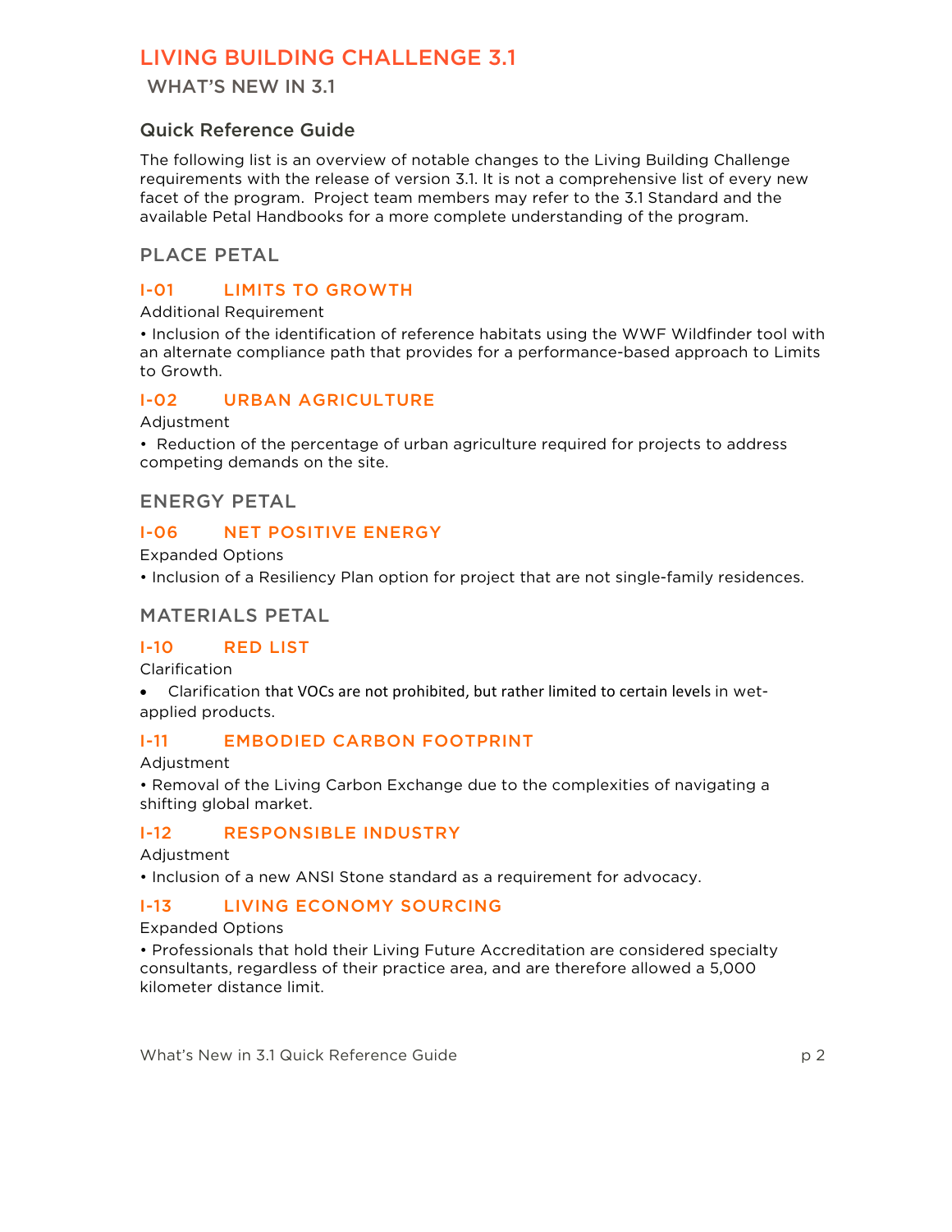# LIVING BUILDING CHALLENGE 3.1

## WHAT'S NEW IN 3.1

### Quick Reference Guide

The following list is an overview of notable changes to the Living Building Challenge requirements with the release of version 3.1. It is not a comprehensive list of every new facet of the program. Project team members may refer to the 3.1 Standard and the available Petal Handbooks for a more complete understanding of the program.

## PLACE PETAL

### I-01 LIMITS TO GROWTH

Additional Requirement

• Inclusion of the identification of reference habitats using the WWF Wildfinder tool with an alternate compliance path that provides for a performance-based approach to Limits to Growth.

### I-02 URBAN AGRICULTURE

Adjustment

• Reduction of the percentage of urban agriculture required for projects to address competing demands on the site.

## ENERGY PETAL

### I-06 NET POSITIVE ENERGY

Expanded Options

• Inclusion of a Resiliency Plan option for project that are not single-family residences.

## MATERIALS PETAL

### I-10 RED LIST

Clarification

• Clarification that VOCs are not prohibited, but rather limited to certain levels in wet-applied products.

### I-11 EMBODIED CARBON FOOTPRINT

Adjustment

• Removal of the Living Carbon Exchange due to the complexities of navigating a shifting global market.

### I-12 RESPONSIBLE INDUSTRY

Adjustment

• Inclusion of a new ANSI Stone standard as a requirement for advocacy.

### I-13 LIVING ECONOMY SOURCING

Expanded Options

• Professionals that hold their Living Future Accreditation are considered specialty consultants, regardless of their practice area, and are therefore allowed a 5,000 kilometer distance limit.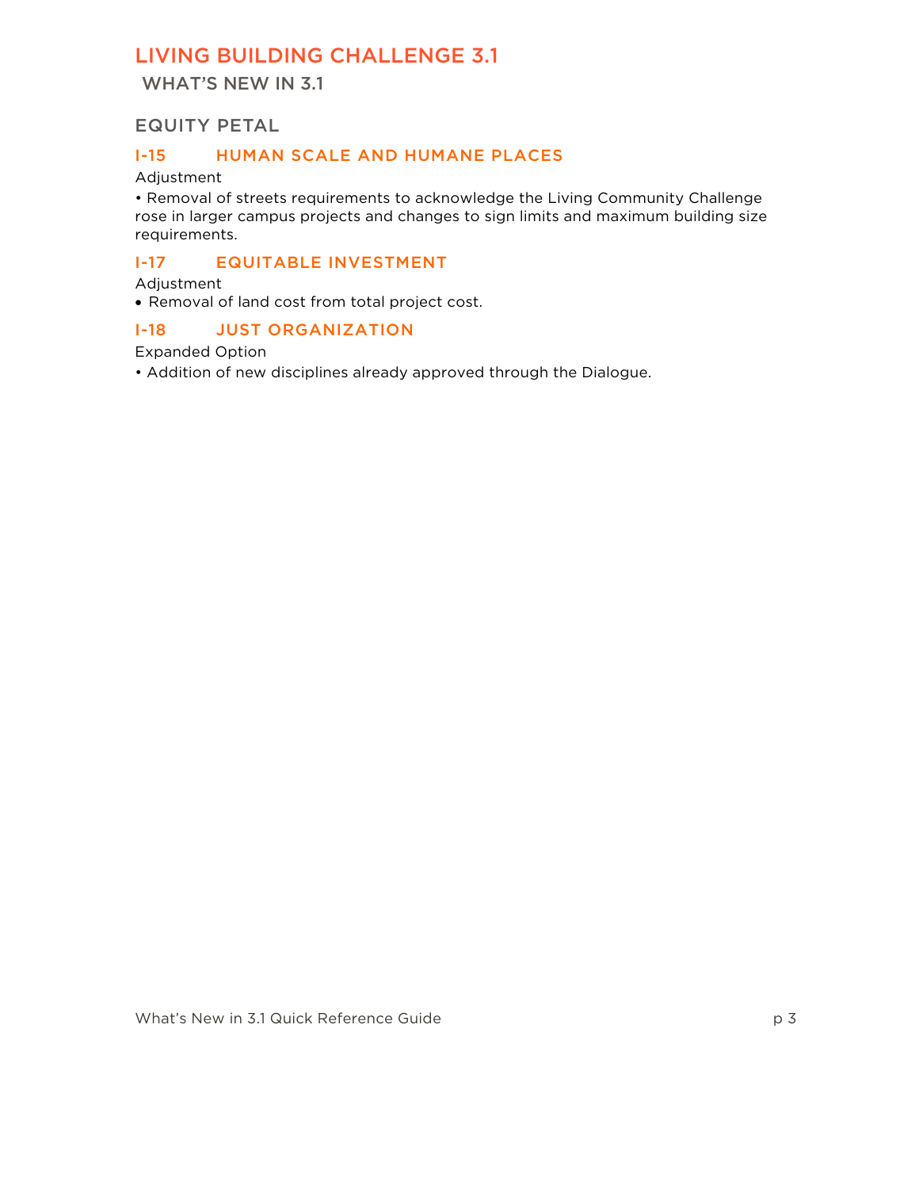# LIVING BUILDING CHALLENGE 3.1

## WHAT'S NEW IN 3.1

## EQUITY PETAL

### I-15 HUMAN SCALE AND HUMANE PLACES

Adjustment

- Removal of streets requirements to acknowledge the Living Community Challenge rose in larger campus projects and changes to sign limits and maximum building size requirements.

### I-17 EQUITABLE INVESTMENT

Adjustment

- Removal of land cost from total project cost.

### I-18 JUST ORGANIZATION

Expanded Option

- Addition of new disciplines already approved through the Dialogue.